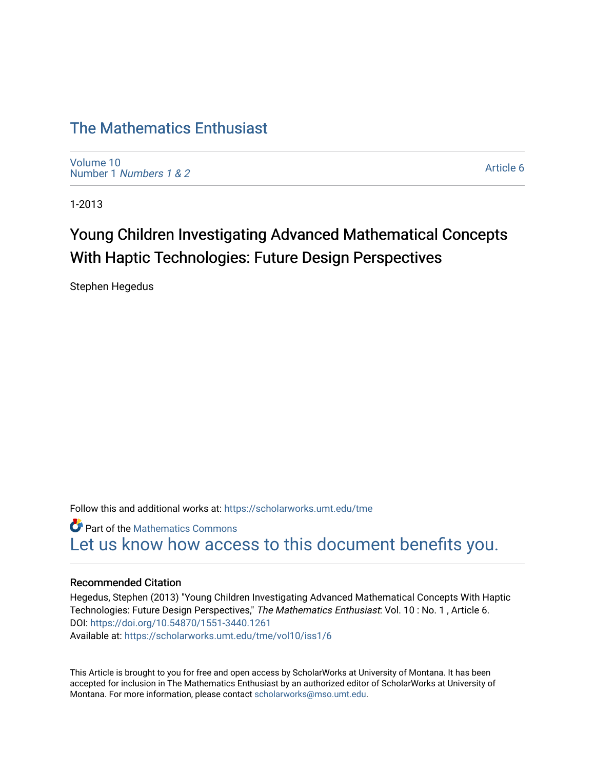# The Mathematics Enthusiast

Volume 10
Number 1 *Numbers 1 & 2*

Article 6

1-2013

## Young Children Investigating Advanced Mathematical Concepts With Haptic Technologies: Future Design Perspectives

Stephen Hegedus

Follow this and additional works at: https://scholarworks.umt.edu/tme

Part of the Mathematics Commons

Let us know how access to this document benefits you.

### Recommended Citation

Hegedus, Stephen (2013) "Young Children Investigating Advanced Mathematical Concepts With Haptic Technologies: Future Design Perspectives," *The Mathematics Enthusiast*: Vol. 10 : No. 1 , Article 6.
DOI: https://doi.org/10.54870/1551-3440.1261
Available at: https://scholarworks.umt.edu/tme/vol10/iss1/6

This Article is brought to you for free and open access by ScholarWorks at University of Montana. It has been accepted for inclusion in The Mathematics Enthusiast by an authorized editor of ScholarWorks at University of Montana. For more information, please contact scholarworks@mso.umt.edu.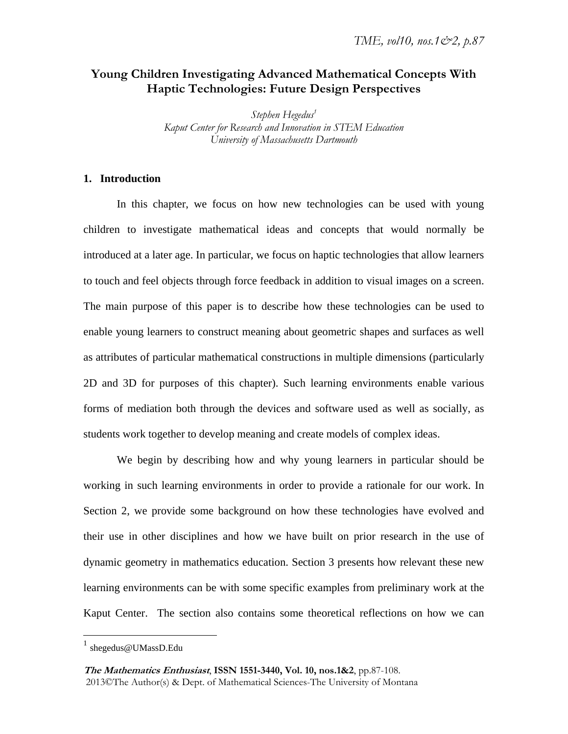# Young Children Investigating Advanced Mathematical Concepts With Haptic Technologies: Future Design Perspectives

*Stephen Hegedus*[1]
*Kaput Center for Research and Innovation in STEM Education*
*University of Massachusetts Dartmouth*

## 1. Introduction

In this chapter, we focus on how new technologies can be used with young children to investigate mathematical ideas and concepts that would normally be introduced at a later age. In particular, we focus on haptic technologies that allow learners to touch and feel objects through force feedback in addition to visual images on a screen. The main purpose of this paper is to describe how these technologies can be used to enable young learners to construct meaning about geometric shapes and surfaces as well as attributes of particular mathematical constructions in multiple dimensions (particularly 2D and 3D for purposes of this chapter). Such learning environments enable various forms of mediation both through the devices and software used as well as socially, as students work together to develop meaning and create models of complex ideas.

We begin by describing how and why young learners in particular should be working in such learning environments in order to provide a rationale for our work. In Section 2, we provide some background on how these technologies have evolved and their use in other disciplines and how we have built on prior research in the use of dynamic geometry in mathematics education. Section 3 presents how relevant these new learning environments can be with some specific examples from preliminary work at the Kaput Center. The section also contains some theoretical reflections on how we can

[1] shegedus@UMassD.Edu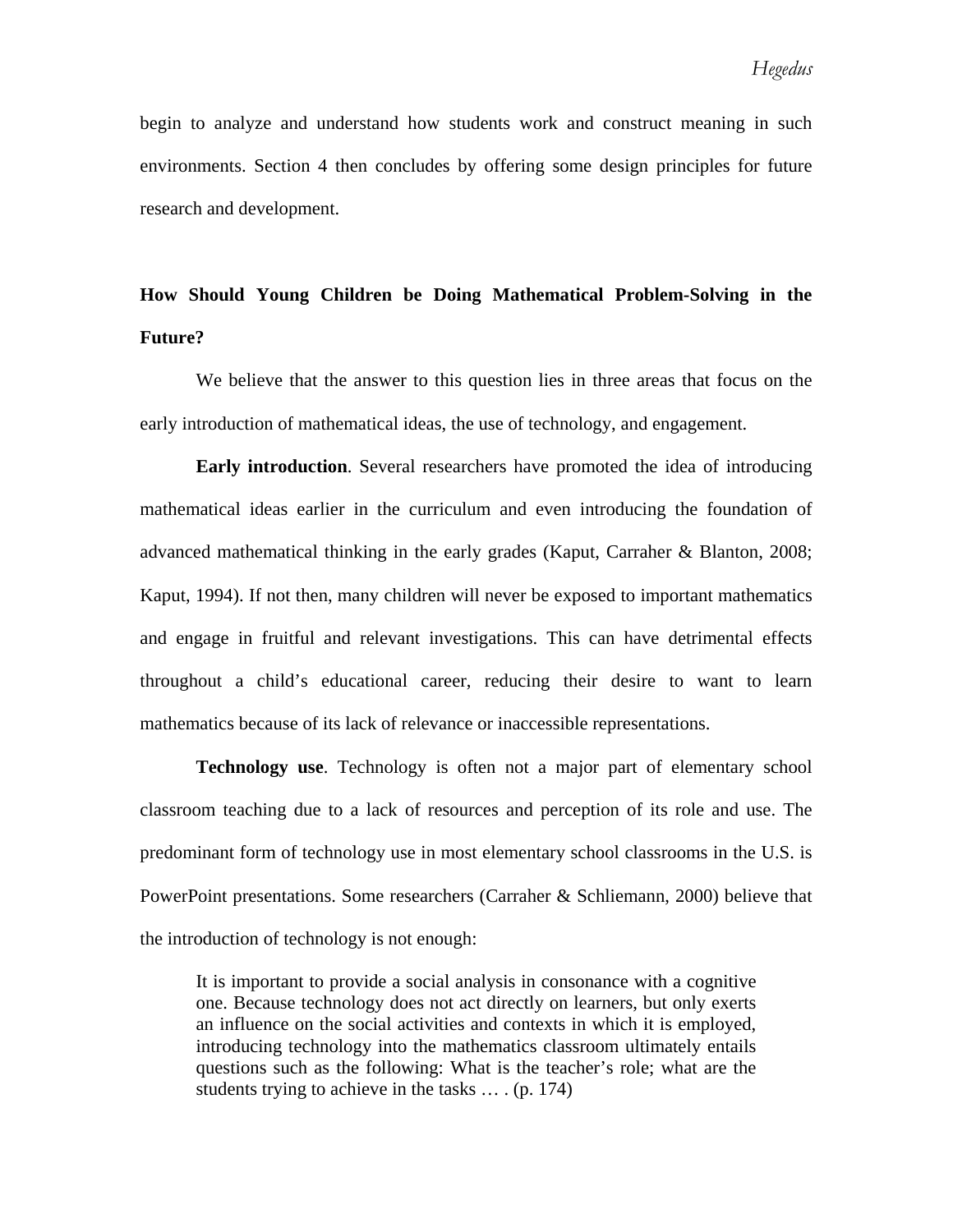begin to analyze and understand how students work and construct meaning in such environments. Section 4 then concludes by offering some design principles for future research and development.

## How Should Young Children be Doing Mathematical Problem-Solving in the Future?

We believe that the answer to this question lies in three areas that focus on the early introduction of mathematical ideas, the use of technology, and engagement.

**Early introduction**. Several researchers have promoted the idea of introducing mathematical ideas earlier in the curriculum and even introducing the foundation of advanced mathematical thinking in the early grades (Kaput, Carraher & Blanton, 2008; Kaput, 1994). If not then, many children will never be exposed to important mathematics and engage in fruitful and relevant investigations. This can have detrimental effects throughout a child's educational career, reducing their desire to want to learn mathematics because of its lack of relevance or inaccessible representations.

**Technology use**. Technology is often not a major part of elementary school classroom teaching due to a lack of resources and perception of its role and use. The predominant form of technology use in most elementary school classrooms in the U.S. is PowerPoint presentations. Some researchers (Carraher & Schliemann, 2000) believe that the introduction of technology is not enough:

> It is important to provide a social analysis in consonance with a cognitive one. Because technology does not act directly on learners, but only exerts an influence on the social activities and contexts in which it is employed, introducing technology into the mathematics classroom ultimately entails questions such as the following: What is the teacher's role; what are the students trying to achieve in the tasks … . (p. 174)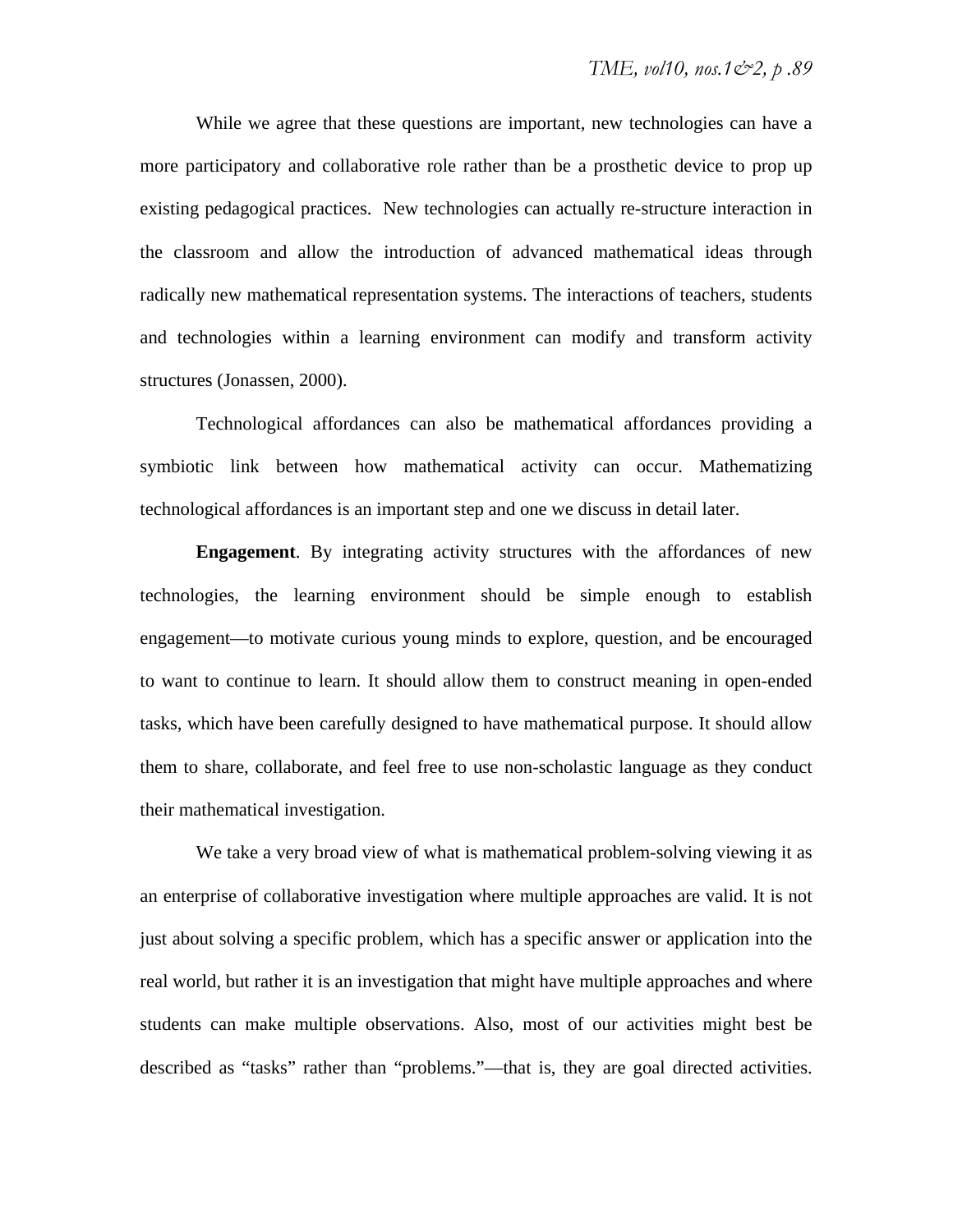While we agree that these questions are important, new technologies can have a more participatory and collaborative role rather than be a prosthetic device to prop up existing pedagogical practices. New technologies can actually re-structure interaction in the classroom and allow the introduction of advanced mathematical ideas through radically new mathematical representation systems. The interactions of teachers, students and technologies within a learning environment can modify and transform activity structures (Jonassen, 2000).

Technological affordances can also be mathematical affordances providing a symbiotic link between how mathematical activity can occur. Mathematizing technological affordances is an important step and one we discuss in detail later.

**Engagement**. By integrating activity structures with the affordances of new technologies, the learning environment should be simple enough to establish engagement—to motivate curious young minds to explore, question, and be encouraged to want to continue to learn. It should allow them to construct meaning in open-ended tasks, which have been carefully designed to have mathematical purpose. It should allow them to share, collaborate, and feel free to use non-scholastic language as they conduct their mathematical investigation.

We take a very broad view of what is mathematical problem-solving viewing it as an enterprise of collaborative investigation where multiple approaches are valid. It is not just about solving a specific problem, which has a specific answer or application into the real world, but rather it is an investigation that might have multiple approaches and where students can make multiple observations. Also, most of our activities might best be described as "tasks" rather than "problems."—that is, they are goal directed activities.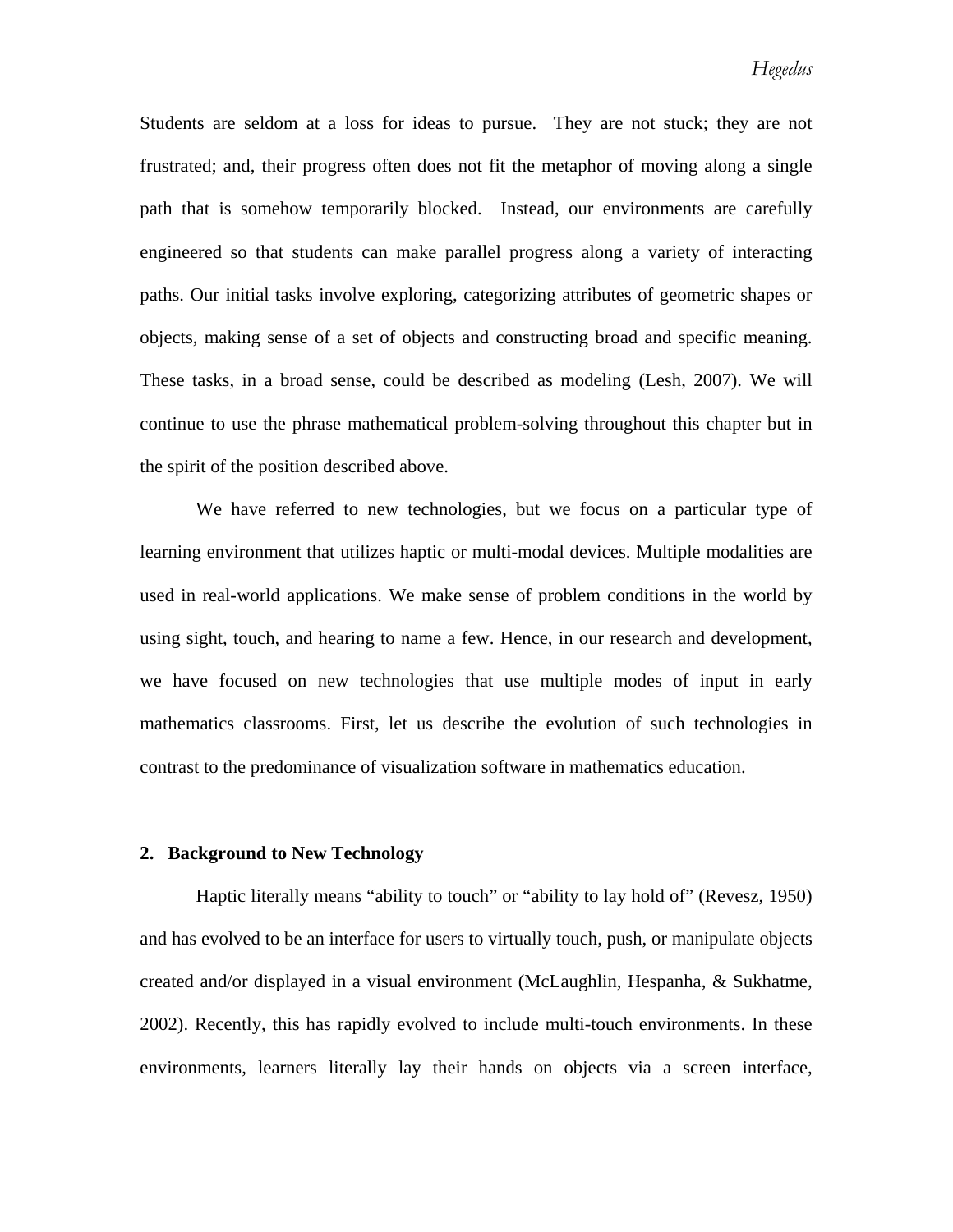Students are seldom at a loss for ideas to pursue. They are not stuck; they are not frustrated; and, their progress often does not fit the metaphor of moving along a single path that is somehow temporarily blocked. Instead, our environments are carefully engineered so that students can make parallel progress along a variety of interacting paths. Our initial tasks involve exploring, categorizing attributes of geometric shapes or objects, making sense of a set of objects and constructing broad and specific meaning. These tasks, in a broad sense, could be described as modeling (Lesh, 2007). We will continue to use the phrase mathematical problem-solving throughout this chapter but in the spirit of the position described above.

We have referred to new technologies, but we focus on a particular type of learning environment that utilizes haptic or multi-modal devices. Multiple modalities are used in real-world applications. We make sense of problem conditions in the world by using sight, touch, and hearing to name a few. Hence, in our research and development, we have focused on new technologies that use multiple modes of input in early mathematics classrooms. First, let us describe the evolution of such technologies in contrast to the predominance of visualization software in mathematics education.

## 2. Background to New Technology

Haptic literally means "ability to touch" or "ability to lay hold of" (Revesz, 1950) and has evolved to be an interface for users to virtually touch, push, or manipulate objects created and/or displayed in a visual environment (McLaughlin, Hespanha, & Sukhatme, 2002). Recently, this has rapidly evolved to include multi-touch environments. In these environments, learners literally lay their hands on objects via a screen interface,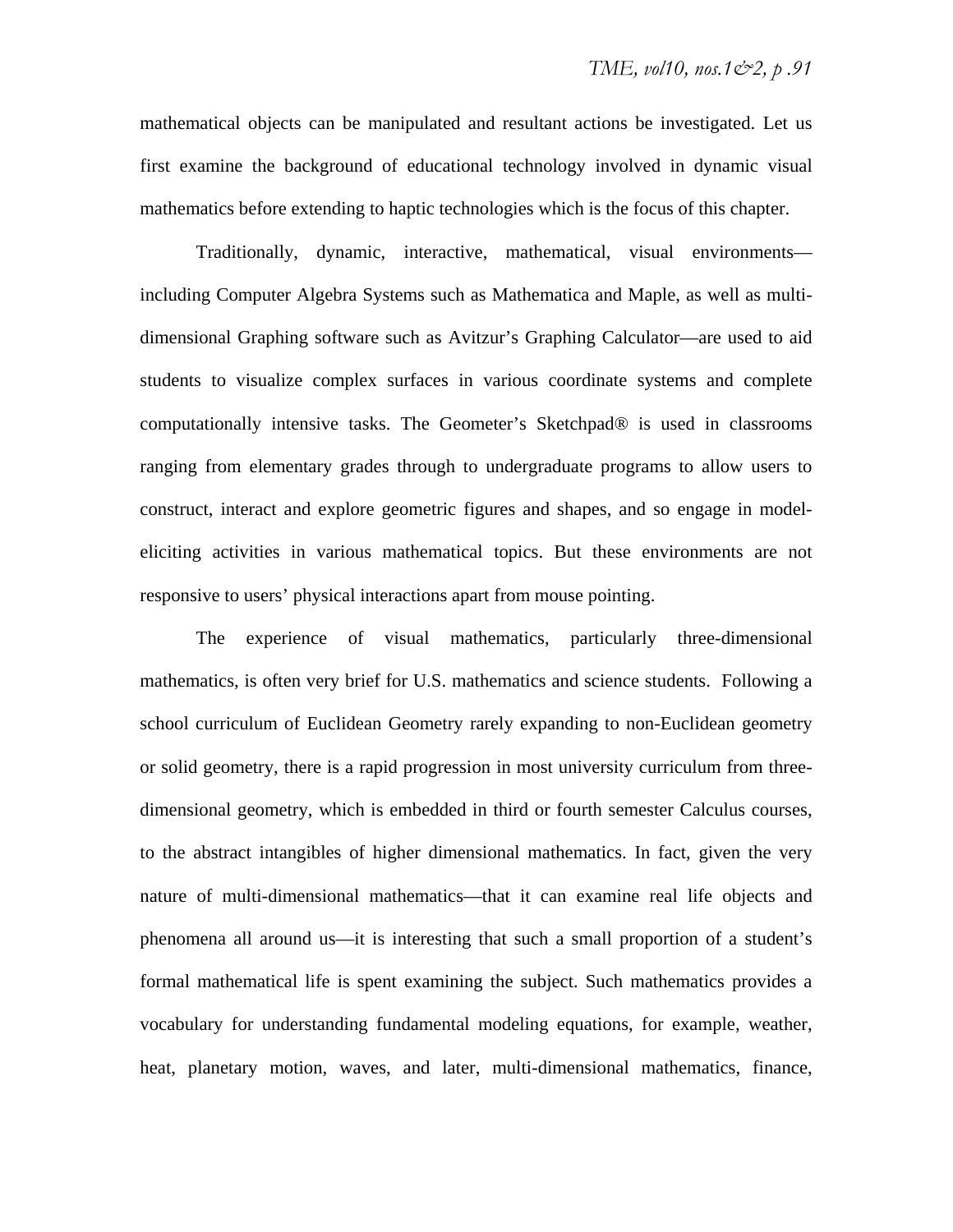mathematical objects can be manipulated and resultant actions be investigated. Let us first examine the background of educational technology involved in dynamic visual mathematics before extending to haptic technologies which is the focus of this chapter.

Traditionally, dynamic, interactive, mathematical, visual environments—including Computer Algebra Systems such as Mathematica and Maple, as well as multi-dimensional Graphing software such as Avitzur's Graphing Calculator—are used to aid students to visualize complex surfaces in various coordinate systems and complete computationally intensive tasks. The Geometer's Sketchpad® is used in classrooms ranging from elementary grades through to undergraduate programs to allow users to construct, interact and explore geometric figures and shapes, and so engage in model-eliciting activities in various mathematical topics. But these environments are not responsive to users' physical interactions apart from mouse pointing.

The experience of visual mathematics, particularly three-dimensional mathematics, is often very brief for U.S. mathematics and science students. Following a school curriculum of Euclidean Geometry rarely expanding to non-Euclidean geometry or solid geometry, there is a rapid progression in most university curriculum from three-dimensional geometry, which is embedded in third or fourth semester Calculus courses, to the abstract intangibles of higher dimensional mathematics. In fact, given the very nature of multi-dimensional mathematics—that it can examine real life objects and phenomena all around us—it is interesting that such a small proportion of a student's formal mathematical life is spent examining the subject. Such mathematics provides a vocabulary for understanding fundamental modeling equations, for example, weather, heat, planetary motion, waves, and later, multi-dimensional mathematics, finance,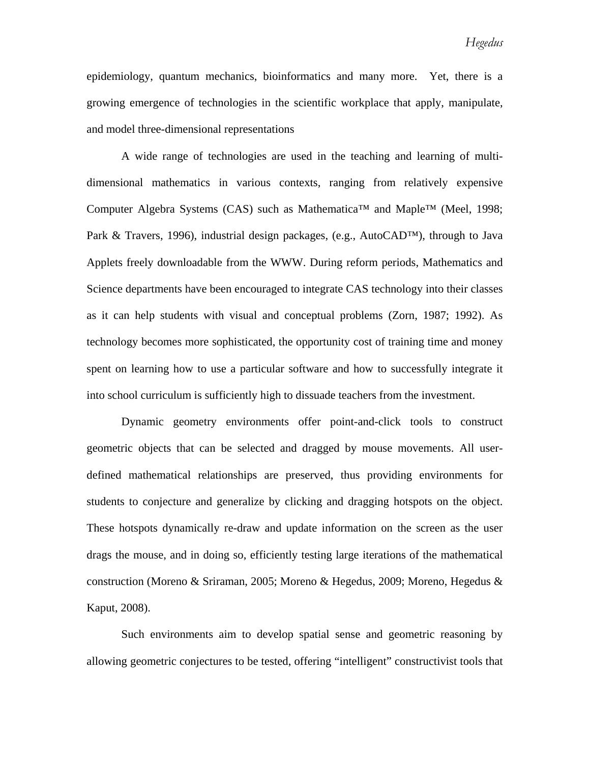epidemiology, quantum mechanics, bioinformatics and many more. Yet, there is a growing emergence of technologies in the scientific workplace that apply, manipulate, and model three-dimensional representations

A wide range of technologies are used in the teaching and learning of multi-dimensional mathematics in various contexts, ranging from relatively expensive Computer Algebra Systems (CAS) such as Mathematica™ and Maple™ (Meel, 1998; Park & Travers, 1996), industrial design packages, (e.g., AutoCAD™), through to Java Applets freely downloadable from the WWW. During reform periods, Mathematics and Science departments have been encouraged to integrate CAS technology into their classes as it can help students with visual and conceptual problems (Zorn, 1987; 1992). As technology becomes more sophisticated, the opportunity cost of training time and money spent on learning how to use a particular software and how to successfully integrate it into school curriculum is sufficiently high to dissuade teachers from the investment.

Dynamic geometry environments offer point-and-click tools to construct geometric objects that can be selected and dragged by mouse movements. All user-defined mathematical relationships are preserved, thus providing environments for students to conjecture and generalize by clicking and dragging hotspots on the object. These hotspots dynamically re-draw and update information on the screen as the user drags the mouse, and in doing so, efficiently testing large iterations of the mathematical construction (Moreno & Sriraman, 2005; Moreno & Hegedus, 2009; Moreno, Hegedus & Kaput, 2008).

Such environments aim to develop spatial sense and geometric reasoning by allowing geometric conjectures to be tested, offering "intelligent" constructivist tools that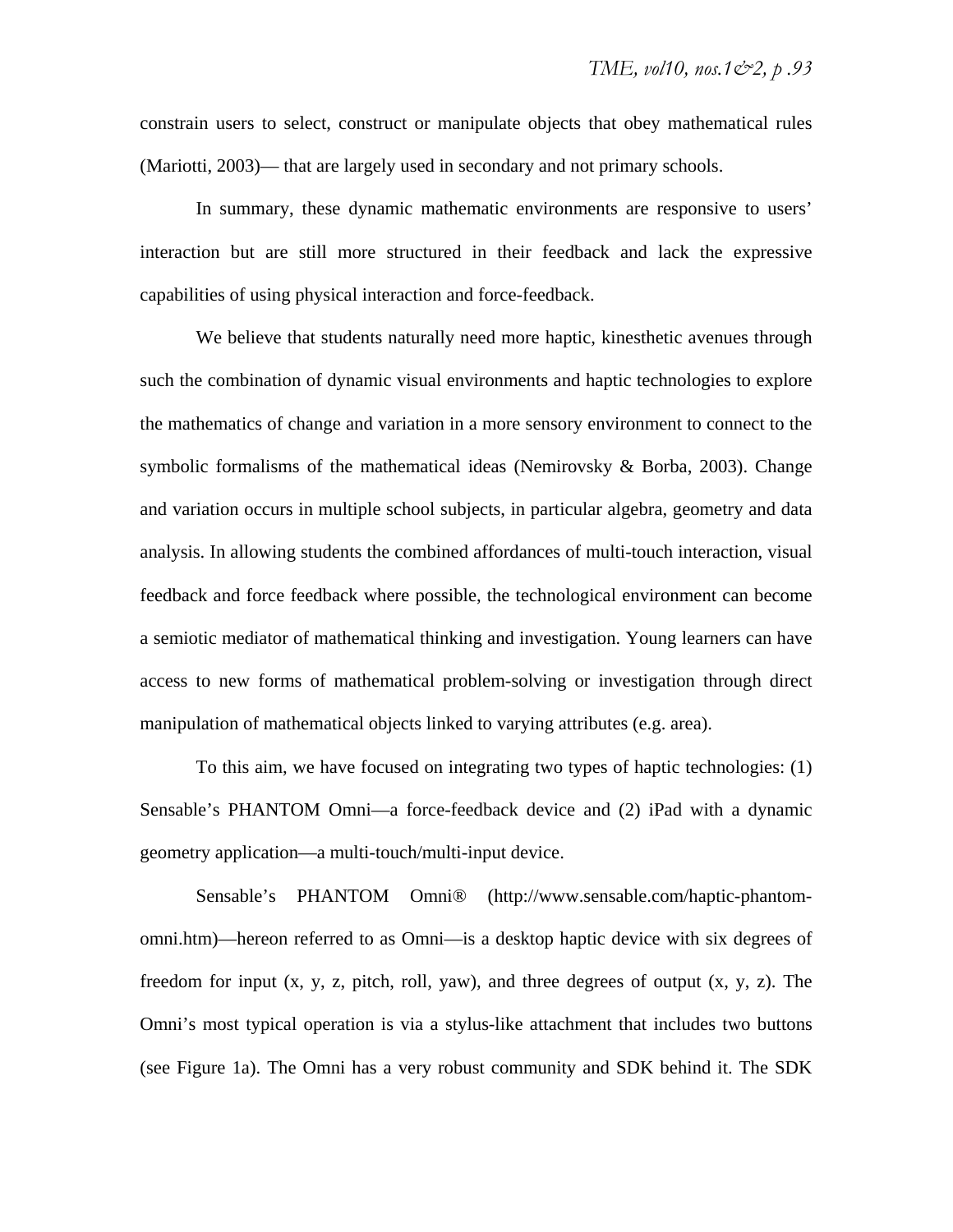constrain users to select, construct or manipulate objects that obey mathematical rules (Mariotti, 2003)— that are largely used in secondary and not primary schools.

In summary, these dynamic mathematic environments are responsive to users' interaction but are still more structured in their feedback and lack the expressive capabilities of using physical interaction and force-feedback.

We believe that students naturally need more haptic, kinesthetic avenues through such the combination of dynamic visual environments and haptic technologies to explore the mathematics of change and variation in a more sensory environment to connect to the symbolic formalisms of the mathematical ideas (Nemirovsky & Borba, 2003). Change and variation occurs in multiple school subjects, in particular algebra, geometry and data analysis. In allowing students the combined affordances of multi-touch interaction, visual feedback and force feedback where possible, the technological environment can become a semiotic mediator of mathematical thinking and investigation. Young learners can have access to new forms of mathematical problem-solving or investigation through direct manipulation of mathematical objects linked to varying attributes (e.g. area).

To this aim, we have focused on integrating two types of haptic technologies: (1) Sensable's PHANTOM Omni—a force-feedback device and (2) iPad with a dynamic geometry application—a multi-touch/multi-input device.

Sensable's PHANTOM Omni® (http://www.sensable.com/haptic-phantom-omni.htm)—hereon referred to as Omni—is a desktop haptic device with six degrees of freedom for input (x, y, z, pitch, roll, yaw), and three degrees of output (x, y, z). The Omni's most typical operation is via a stylus-like attachment that includes two buttons (see Figure 1a). The Omni has a very robust community and SDK behind it. The SDK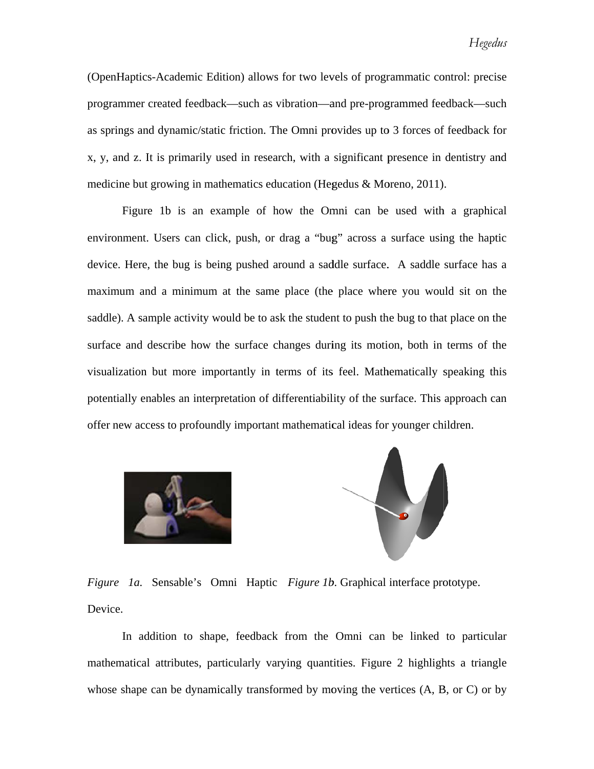(OpenHaptics-Academic Edition) allows for two levels of programmatic control: precise programmer created feedback—such as vibration—and pre-programmed feedback—such as springs and dynamic/static friction. The Omni provides up to 3 forces of feedback for x, y, and z. It is primarily used in research, with a significant presence in dentistry and medicine but growing in mathematics education (Hegedus & Moreno, 2011).

Figure 1b is an example of how the Omni can be used with a graphical environment. Users can click, push, or drag a "bug" across a surface using the haptic device. Here, the bug is being pushed around a saddle surface. A saddle surface has a maximum and a minimum at the same place (the place where you would sit on the saddle). A sample activity would be to ask the student to push the bug to that place on the surface and describe how the surface changes during its motion, both in terms of the visualization but more importantly in terms of its feel. Mathematically speaking this potentially enables an interpretation of differentiability of the surface. This approach can offer new access to profoundly important mathematical ideas for younger children.

*Figure 1a.* Sensable's Omni Haptic Device.

*Figure 1b.* Graphical interface prototype.

In addition to shape, feedback from the Omni can be linked to particular mathematical attributes, particularly varying quantities. Figure 2 highlights a triangle whose shape can be dynamically transformed by moving the vertices (A, B, or C) or by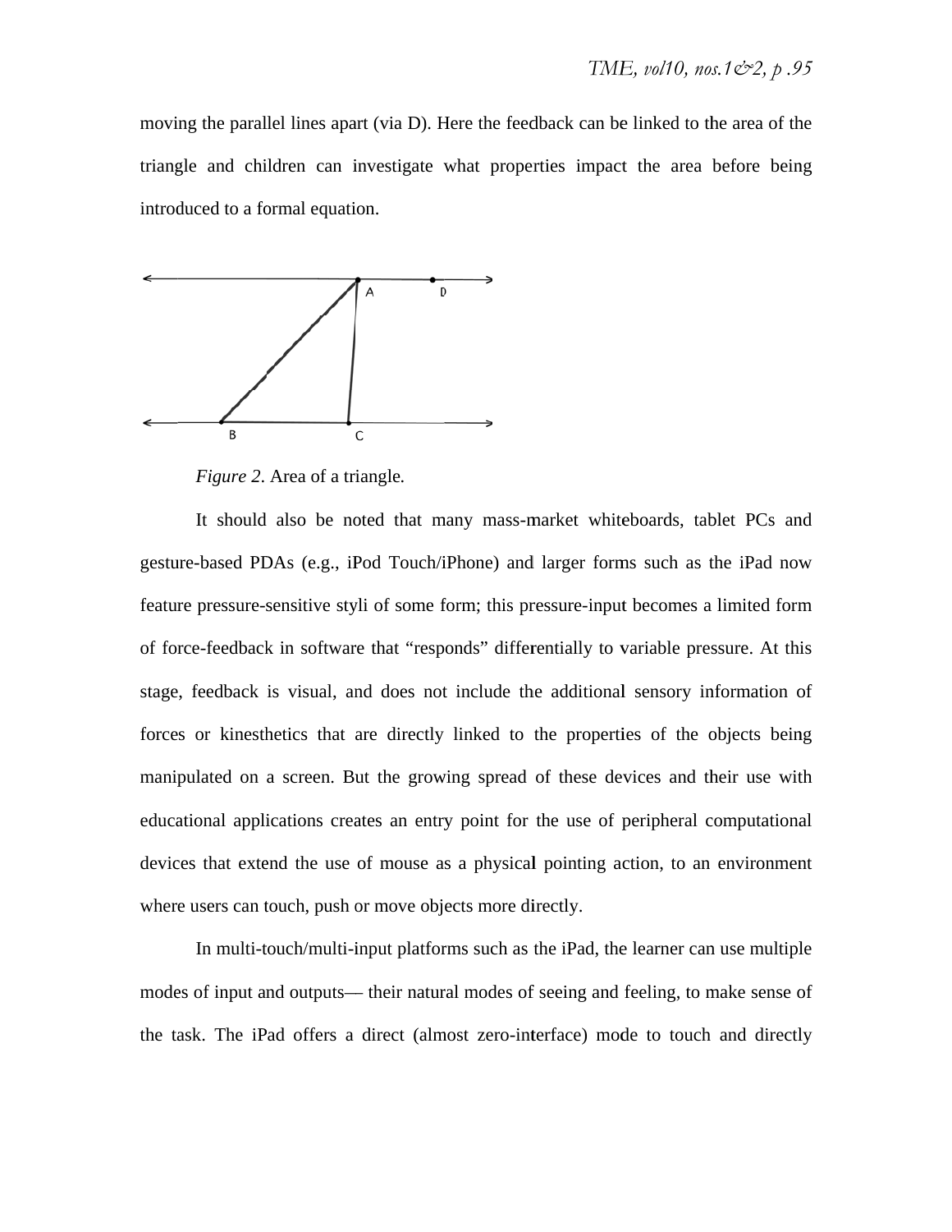moving the parallel lines apart (via D). Here the feedback can be linked to the area of the triangle and children can investigate what properties impact the area before being introduced to a formal equation.

*Figure 2.* Area of a triangle.

It should also be noted that many mass-market whiteboards, tablet PCs and gesture-based PDAs (e.g., iPod Touch/iPhone) and larger forms such as the iPad now feature pressure-sensitive styli of some form; this pressure-input becomes a limited form of force-feedback in software that "responds" differentially to variable pressure. At this stage, feedback is visual, and does not include the additional sensory information of forces or kinesthetics that are directly linked to the properties of the objects being manipulated on a screen. But the growing spread of these devices and their use with educational applications creates an entry point for the use of peripheral computational devices that extend the use of mouse as a physical pointing action, to an environment where users can touch, push or move objects more directly.

In multi-touch/multi-input platforms such as the iPad, the learner can use multiple modes of input and outputs— their natural modes of seeing and feeling, to make sense of the task. The iPad offers a direct (almost zero-interface) mode to touch and directly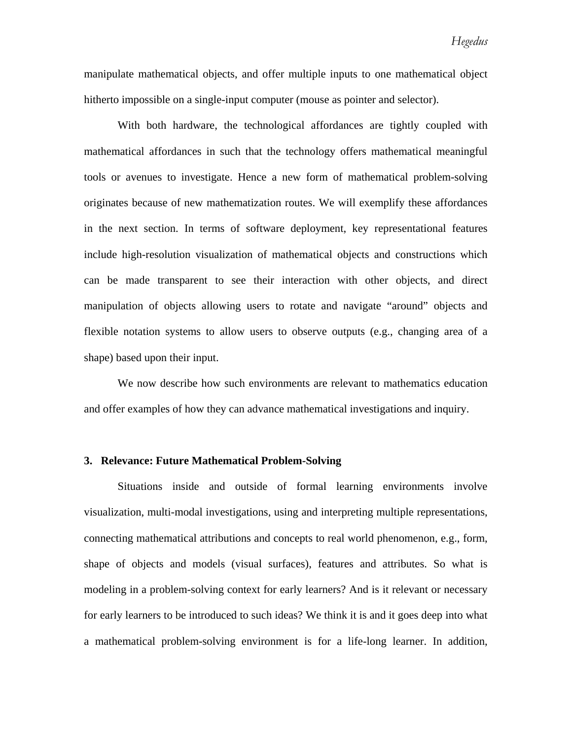manipulate mathematical objects, and offer multiple inputs to one mathematical object hitherto impossible on a single-input computer (mouse as pointer and selector).

With both hardware, the technological affordances are tightly coupled with mathematical affordances in such that the technology offers mathematical meaningful tools or avenues to investigate. Hence a new form of mathematical problem-solving originates because of new mathematization routes. We will exemplify these affordances in the next section. In terms of software deployment, key representational features include high-resolution visualization of mathematical objects and constructions which can be made transparent to see their interaction with other objects, and direct manipulation of objects allowing users to rotate and navigate “around” objects and flexible notation systems to allow users to observe outputs (e.g., changing area of a shape) based upon their input.

We now describe how such environments are relevant to mathematics education and offer examples of how they can advance mathematical investigations and inquiry.

### 3. Relevance: Future Mathematical Problem-Solving

Situations inside and outside of formal learning environments involve visualization, multi-modal investigations, using and interpreting multiple representations, connecting mathematical attributions and concepts to real world phenomenon, e.g., form, shape of objects and models (visual surfaces), features and attributes. So what is modeling in a problem-solving context for early learners? And is it relevant or necessary for early learners to be introduced to such ideas? We think it is and it goes deep into what a mathematical problem-solving environment is for a life-long learner. In addition,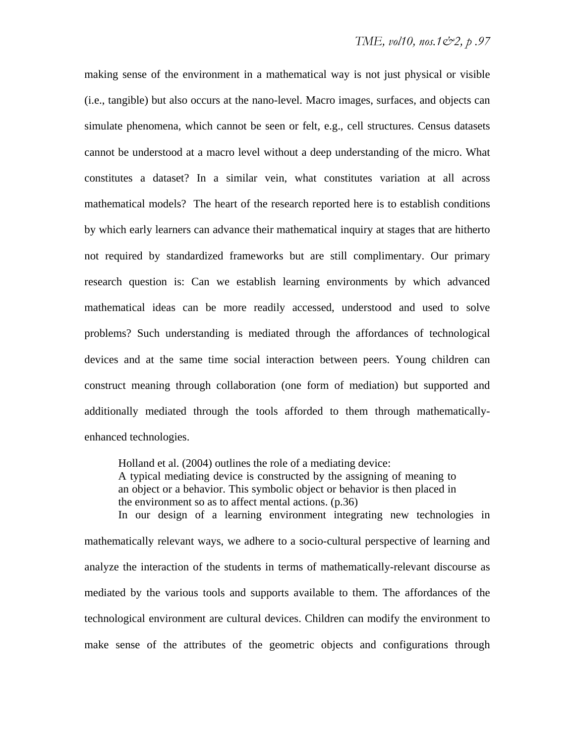making sense of the environment in a mathematical way is not just physical or visible (i.e., tangible) but also occurs at the nano-level. Macro images, surfaces, and objects can simulate phenomena, which cannot be seen or felt, e.g., cell structures. Census datasets cannot be understood at a macro level without a deep understanding of the micro. What constitutes a dataset? In a similar vein, what constitutes variation at all across mathematical models? The heart of the research reported here is to establish conditions by which early learners can advance their mathematical inquiry at stages that are hitherto not required by standardized frameworks but are still complimentary. Our primary research question is: Can we establish learning environments by which advanced mathematical ideas can be more readily accessed, understood and used to solve problems? Such understanding is mediated through the affordances of technological devices and at the same time social interaction between peers. Young children can construct meaning through collaboration (one form of mediation) but supported and additionally mediated through the tools afforded to them through mathematically-enhanced technologies.

Holland et al. (2004) outlines the role of a mediating device:

> A typical mediating device is constructed by the assigning of meaning to an object or a behavior. This symbolic object or behavior is then placed in the environment so as to affect mental actions. (p.36)

In our design of a learning environment integrating new technologies in mathematically relevant ways, we adhere to a socio-cultural perspective of learning and analyze the interaction of the students in terms of mathematically-relevant discourse as mediated by the various tools and supports available to them. The affordances of the technological environment are cultural devices. Children can modify the environment to make sense of the attributes of the geometric objects and configurations through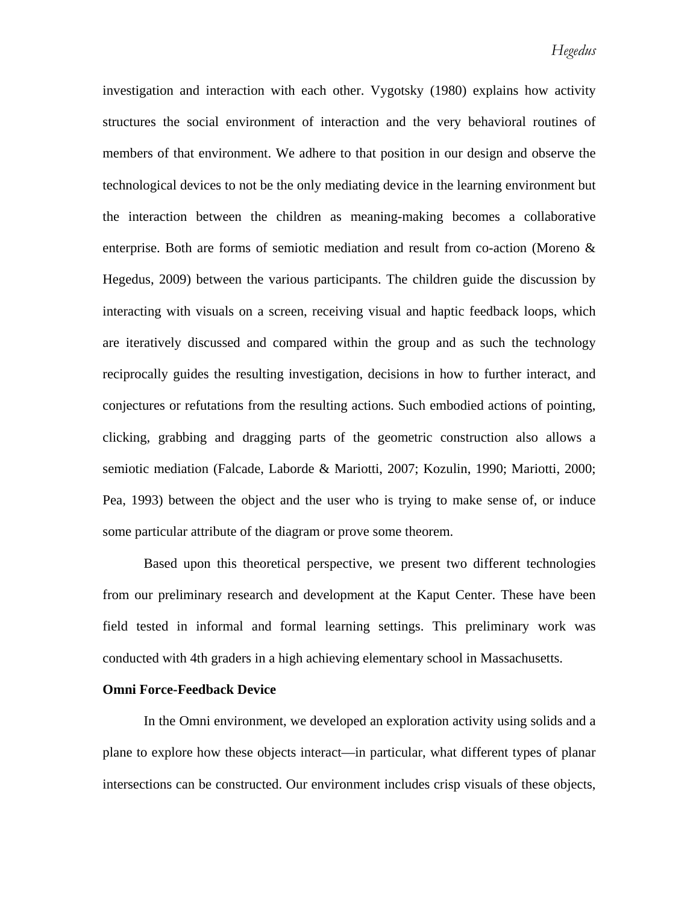investigation and interaction with each other. Vygotsky (1980) explains how activity structures the social environment of interaction and the very behavioral routines of members of that environment. We adhere to that position in our design and observe the technological devices to not be the only mediating device in the learning environment but the interaction between the children as meaning-making becomes a collaborative enterprise. Both are forms of semiotic mediation and result from co-action (Moreno & Hegedus, 2009) between the various participants. The children guide the discussion by interacting with visuals on a screen, receiving visual and haptic feedback loops, which are iteratively discussed and compared within the group and as such the technology reciprocally guides the resulting investigation, decisions in how to further interact, and conjectures or refutations from the resulting actions. Such embodied actions of pointing, clicking, grabbing and dragging parts of the geometric construction also allows a semiotic mediation (Falcade, Laborde & Mariotti, 2007; Kozulin, 1990; Mariotti, 2000; Pea, 1993) between the object and the user who is trying to make sense of, or induce some particular attribute of the diagram or prove some theorem.

Based upon this theoretical perspective, we present two different technologies from our preliminary research and development at the Kaput Center. These have been field tested in informal and formal learning settings. This preliminary work was conducted with 4th graders in a high achieving elementary school in Massachusetts.

**Omni Force-Feedback Device**

In the Omni environment, we developed an exploration activity using solids and a plane to explore how these objects interact—in particular, what different types of planar intersections can be constructed. Our environment includes crisp visuals of these objects,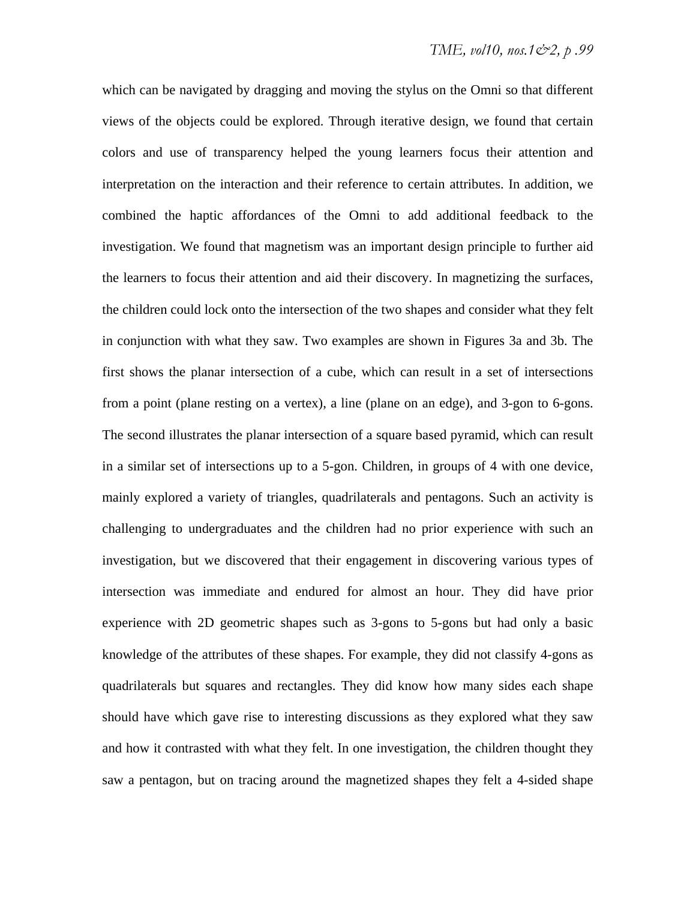which can be navigated by dragging and moving the stylus on the Omni so that different views of the objects could be explored. Through iterative design, we found that certain colors and use of transparency helped the young learners focus their attention and interpretation on the interaction and their reference to certain attributes. In addition, we combined the haptic affordances of the Omni to add additional feedback to the investigation. We found that magnetism was an important design principle to further aid the learners to focus their attention and aid their discovery. In magnetizing the surfaces, the children could lock onto the intersection of the two shapes and consider what they felt in conjunction with what they saw. Two examples are shown in Figures 3a and 3b. The first shows the planar intersection of a cube, which can result in a set of intersections from a point (plane resting on a vertex), a line (plane on an edge), and 3-gon to 6-gons. The second illustrates the planar intersection of a square based pyramid, which can result in a similar set of intersections up to a 5-gon. Children, in groups of 4 with one device, mainly explored a variety of triangles, quadrilaterals and pentagons. Such an activity is challenging to undergraduates and the children had no prior experience with such an investigation, but we discovered that their engagement in discovering various types of intersection was immediate and endured for almost an hour. They did have prior experience with 2D geometric shapes such as 3-gons to 5-gons but had only a basic knowledge of the attributes of these shapes. For example, they did not classify 4-gons as quadrilaterals but squares and rectangles. They did know how many sides each shape should have which gave rise to interesting discussions as they explored what they saw and how it contrasted with what they felt. In one investigation, the children thought they saw a pentagon, but on tracing around the magnetized shapes they felt a 4-sided shape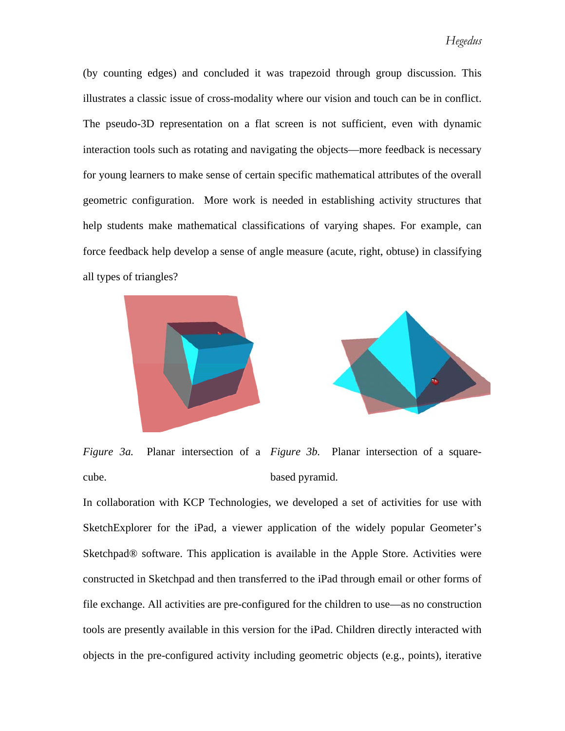(by counting edges) and concluded it was trapezoid through group discussion. This illustrates a classic issue of cross-modality where our vision and touch can be in conflict. The pseudo-3D representation on a flat screen is not sufficient, even with dynamic interaction tools such as rotating and navigating the objects—more feedback is necessary for young learners to make sense of certain specific mathematical attributes of the overall geometric configuration. More work is needed in establishing activity structures that help students make mathematical classifications of varying shapes. For example, can force feedback help develop a sense of angle measure (acute, right, obtuse) in classifying all types of triangles?

*Figure 3a.* Planar intersection of a cube.

*Figure 3b.* Planar intersection of a square-based pyramid.

In collaboration with KCP Technologies, we developed a set of activities for use with SketchExplorer for the iPad, a viewer application of the widely popular Geometer's Sketchpad® software. This application is available in the Apple Store. Activities were constructed in Sketchpad and then transferred to the iPad through email or other forms of file exchange. All activities are pre-configured for the children to use—as no construction tools are presently available in this version for the iPad. Children directly interacted with objects in the pre-configured activity including geometric objects (e.g., points), iterative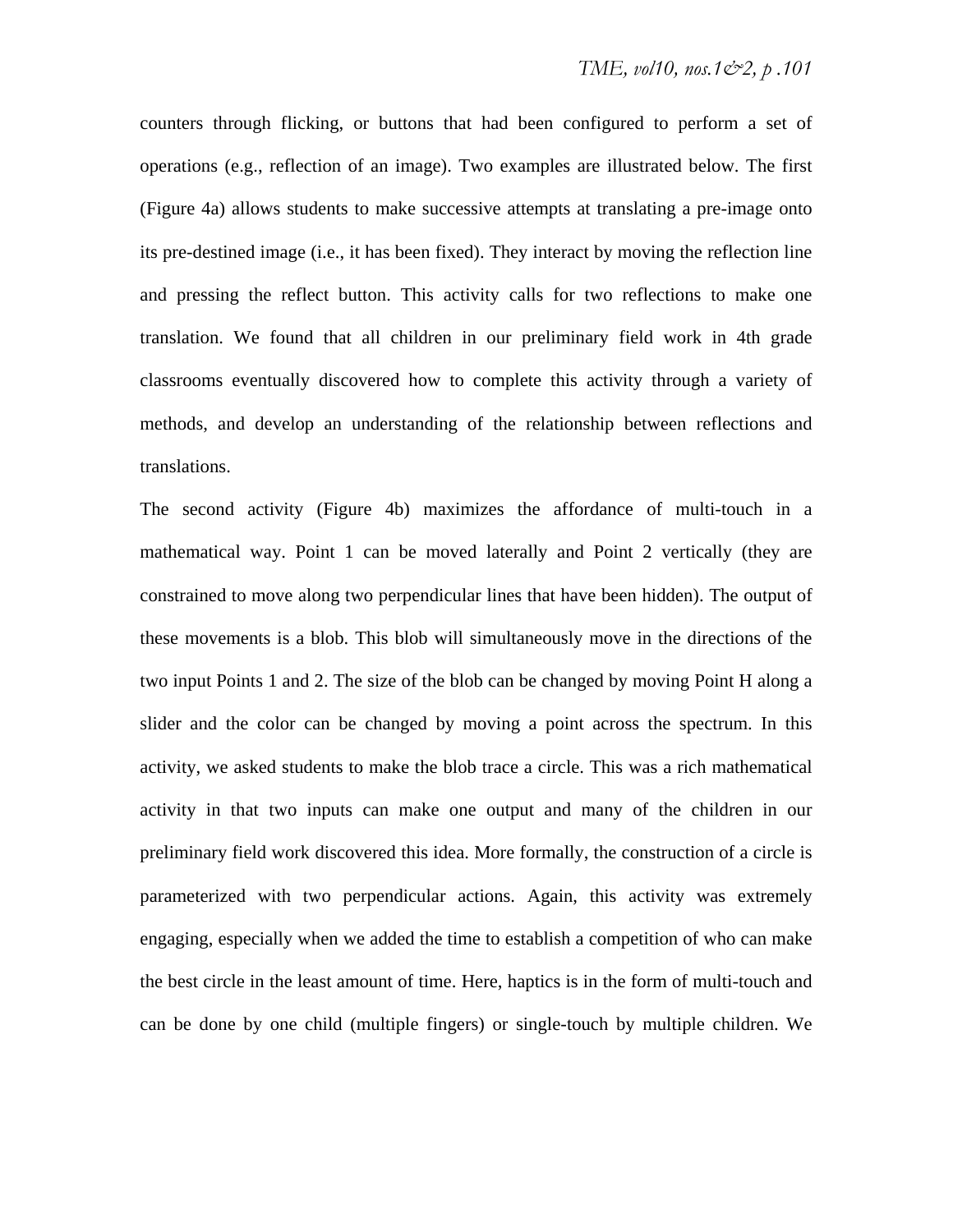counters through flicking, or buttons that had been configured to perform a set of operations (e.g., reflection of an image). Two examples are illustrated below. The first (Figure 4a) allows students to make successive attempts at translating a pre-image onto its pre-destined image (i.e., it has been fixed). They interact by moving the reflection line and pressing the reflect button. This activity calls for two reflections to make one translation. We found that all children in our preliminary field work in 4th grade classrooms eventually discovered how to complete this activity through a variety of methods, and develop an understanding of the relationship between reflections and translations.

The second activity (Figure 4b) maximizes the affordance of multi-touch in a mathematical way. Point 1 can be moved laterally and Point 2 vertically (they are constrained to move along two perpendicular lines that have been hidden). The output of these movements is a blob. This blob will simultaneously move in the directions of the two input Points 1 and 2. The size of the blob can be changed by moving Point H along a slider and the color can be changed by moving a point across the spectrum. In this activity, we asked students to make the blob trace a circle. This was a rich mathematical activity in that two inputs can make one output and many of the children in our preliminary field work discovered this idea. More formally, the construction of a circle is parameterized with two perpendicular actions. Again, this activity was extremely engaging, especially when we added the time to establish a competition of who can make the best circle in the least amount of time. Here, haptics is in the form of multi-touch and can be done by one child (multiple fingers) or single-touch by multiple children. We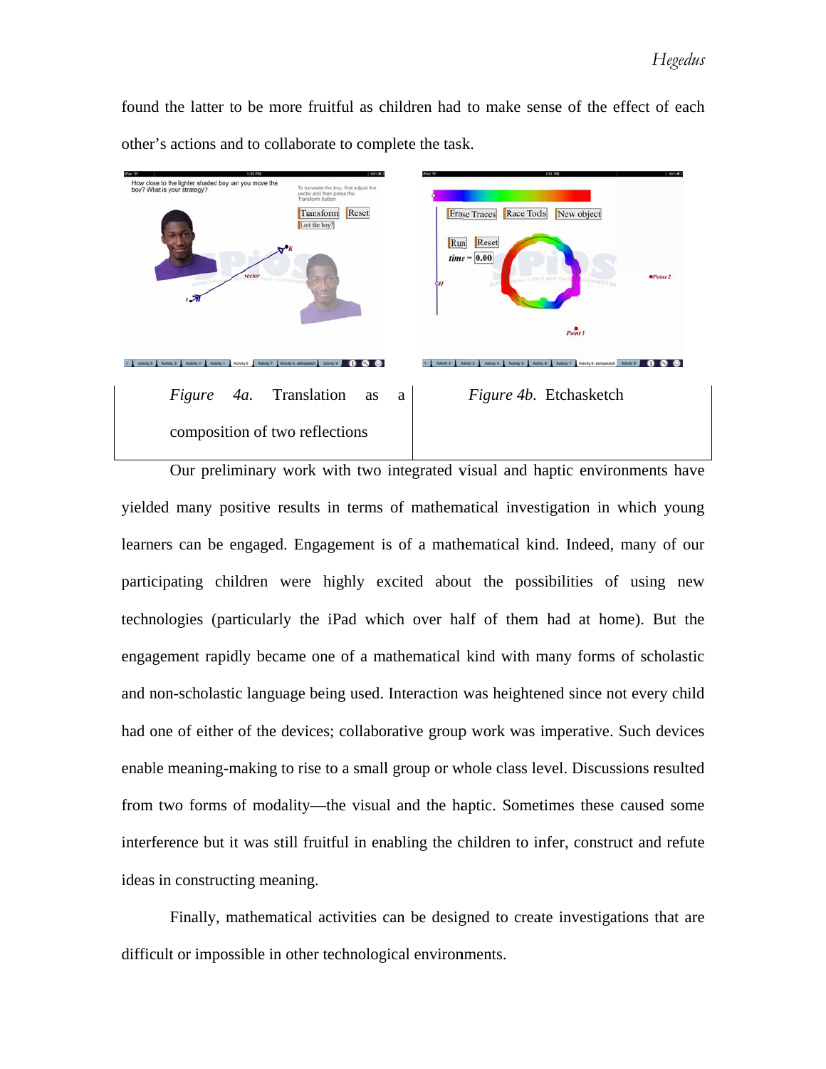found the latter to be more fruitful as children had to make sense of the effect of each other's actions and to collaborate to complete the task.

| *Figure 4a.* Translation as a composition of two reflections | *Figure 4b.* Etchasketch |
|---|---|

Our preliminary work with two integrated visual and haptic environments have yielded many positive results in terms of mathematical investigation in which young learners can be engaged. Engagement is of a mathematical kind. Indeed, many of our participating children were highly excited about the possibilities of using new technologies (particularly the iPad which over half of them had at home). But the engagement rapidly became one of a mathematical kind with many forms of scholastic and non-scholastic language being used. Interaction was heightened since not every child had one of either of the devices; collaborative group work was imperative. Such devices enable meaning-making to rise to a small group or whole class level. Discussions resulted from two forms of modality—the visual and the haptic. Sometimes these caused some interference but it was still fruitful in enabling the children to infer, construct and refute ideas in constructing meaning.

Finally, mathematical activities can be designed to create investigations that are difficult or impossible in other technological environments.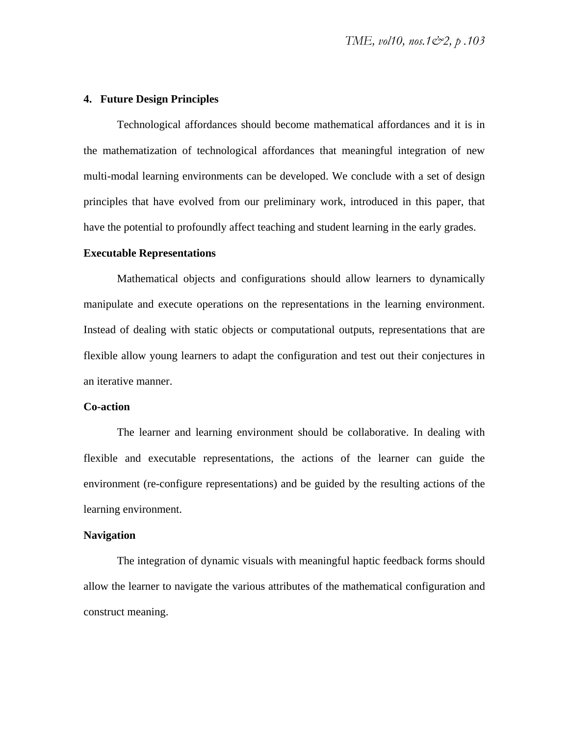## 4. Future Design Principles

Technological affordances should become mathematical affordances and it is in the mathematization of technological affordances that meaningful integration of new multi-modal learning environments can be developed. We conclude with a set of design principles that have evolved from our preliminary work, introduced in this paper, that have the potential to profoundly affect teaching and student learning in the early grades.

### Executable Representations

Mathematical objects and configurations should allow learners to dynamically manipulate and execute operations on the representations in the learning environment. Instead of dealing with static objects or computational outputs, representations that are flexible allow young learners to adapt the configuration and test out their conjectures in an iterative manner.

### Co-action

The learner and learning environment should be collaborative. In dealing with flexible and executable representations, the actions of the learner can guide the environment (re-configure representations) and be guided by the resulting actions of the learning environment.

### Navigation

The integration of dynamic visuals with meaningful haptic feedback forms should allow the learner to navigate the various attributes of the mathematical configuration and construct meaning.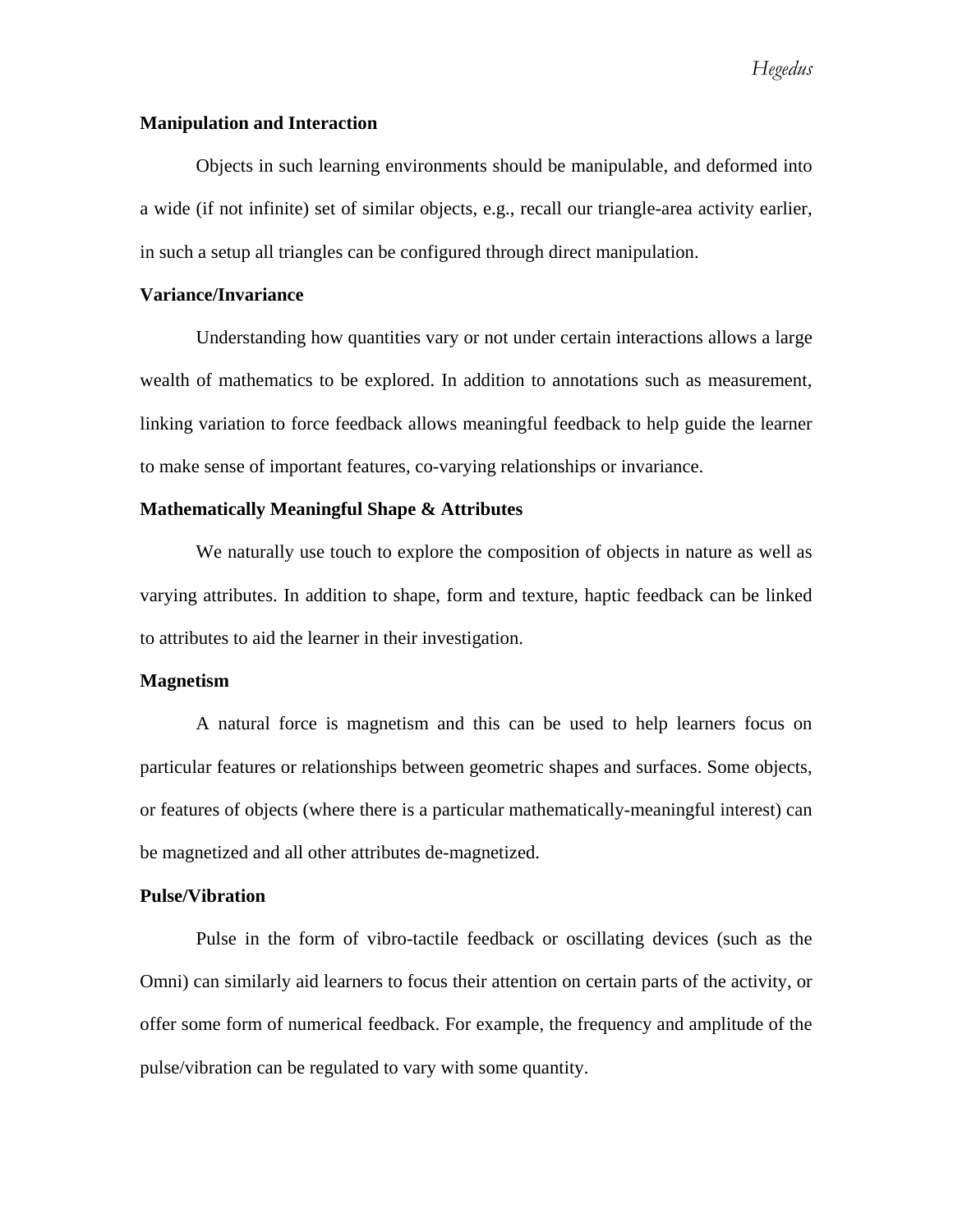**Manipulation and Interaction**

Objects in such learning environments should be manipulable, and deformed into a wide (if not infinite) set of similar objects, e.g., recall our triangle-area activity earlier, in such a setup all triangles can be configured through direct manipulation.

**Variance/Invariance**

Understanding how quantities vary or not under certain interactions allows a large wealth of mathematics to be explored. In addition to annotations such as measurement, linking variation to force feedback allows meaningful feedback to help guide the learner to make sense of important features, co-varying relationships or invariance.

**Mathematically Meaningful Shape & Attributes**

We naturally use touch to explore the composition of objects in nature as well as varying attributes. In addition to shape, form and texture, haptic feedback can be linked to attributes to aid the learner in their investigation.

**Magnetism**

A natural force is magnetism and this can be used to help learners focus on particular features or relationships between geometric shapes and surfaces. Some objects, or features of objects (where there is a particular mathematically-meaningful interest) can be magnetized and all other attributes de-magnetized.

**Pulse/Vibration**

Pulse in the form of vibro-tactile feedback or oscillating devices (such as the Omni) can similarly aid learners to focus their attention on certain parts of the activity, or offer some form of numerical feedback. For example, the frequency and amplitude of the pulse/vibration can be regulated to vary with some quantity.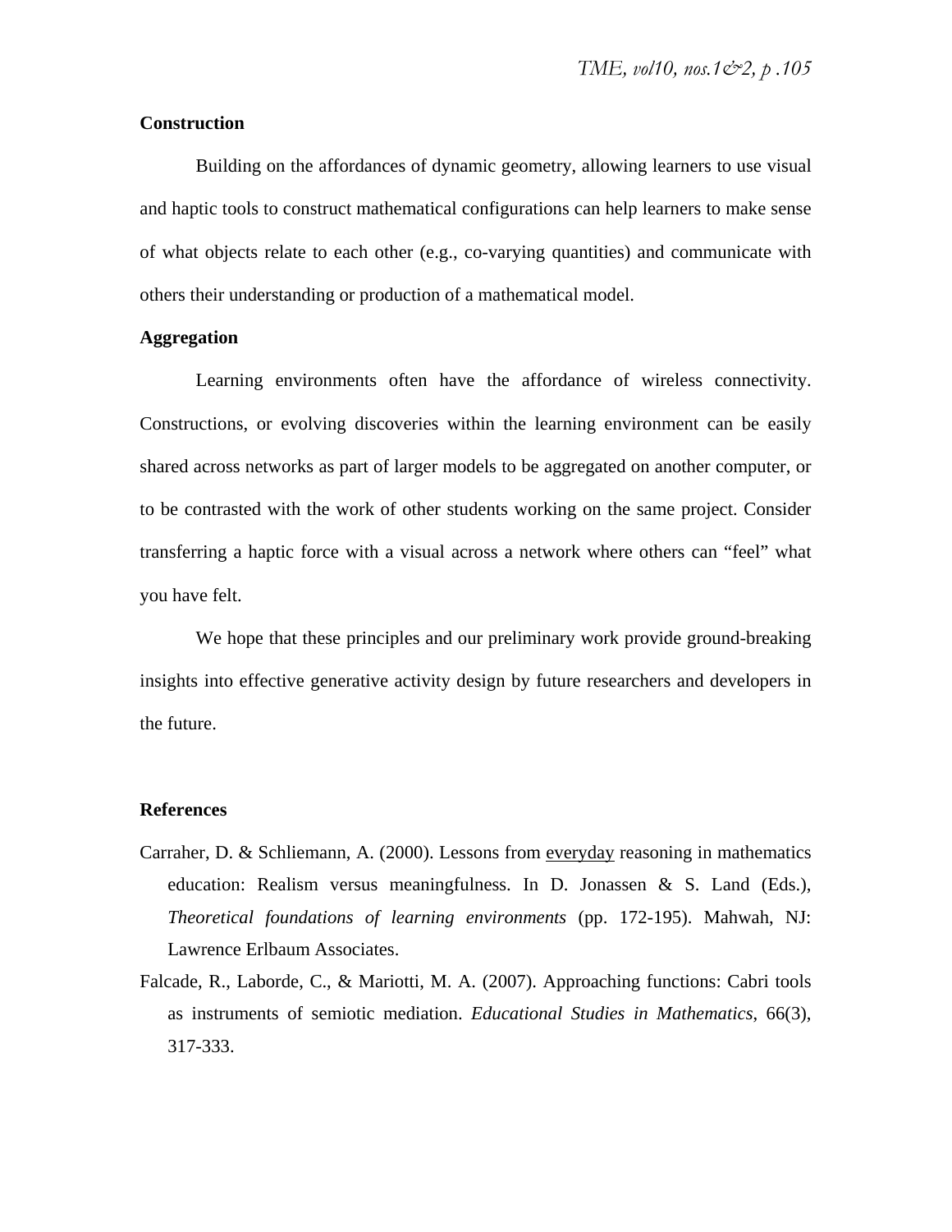**Construction**

Building on the affordances of dynamic geometry, allowing learners to use visual and haptic tools to construct mathematical configurations can help learners to make sense of what objects relate to each other (e.g., co-varying quantities) and communicate with others their understanding or production of a mathematical model.

**Aggregation**

Learning environments often have the affordance of wireless connectivity. Constructions, or evolving discoveries within the learning environment can be easily shared across networks as part of larger models to be aggregated on another computer, or to be contrasted with the work of other students working on the same project. Consider transferring a haptic force with a visual across a network where others can "feel" what you have felt.

We hope that these principles and our preliminary work provide ground-breaking insights into effective generative activity design by future researchers and developers in the future.

**References**

Carraher, D. & Schliemann, A. (2000). Lessons from everyday reasoning in mathematics education: Realism versus meaningfulness. In D. Jonassen & S. Land (Eds.), *Theoretical foundations of learning environments* (pp. 172-195). Mahwah, NJ: Lawrence Erlbaum Associates.

Falcade, R., Laborde, C., & Mariotti, M. A. (2007). Approaching functions: Cabri tools as instruments of semiotic mediation. *Educational Studies in Mathematics*, 66(3), 317-333.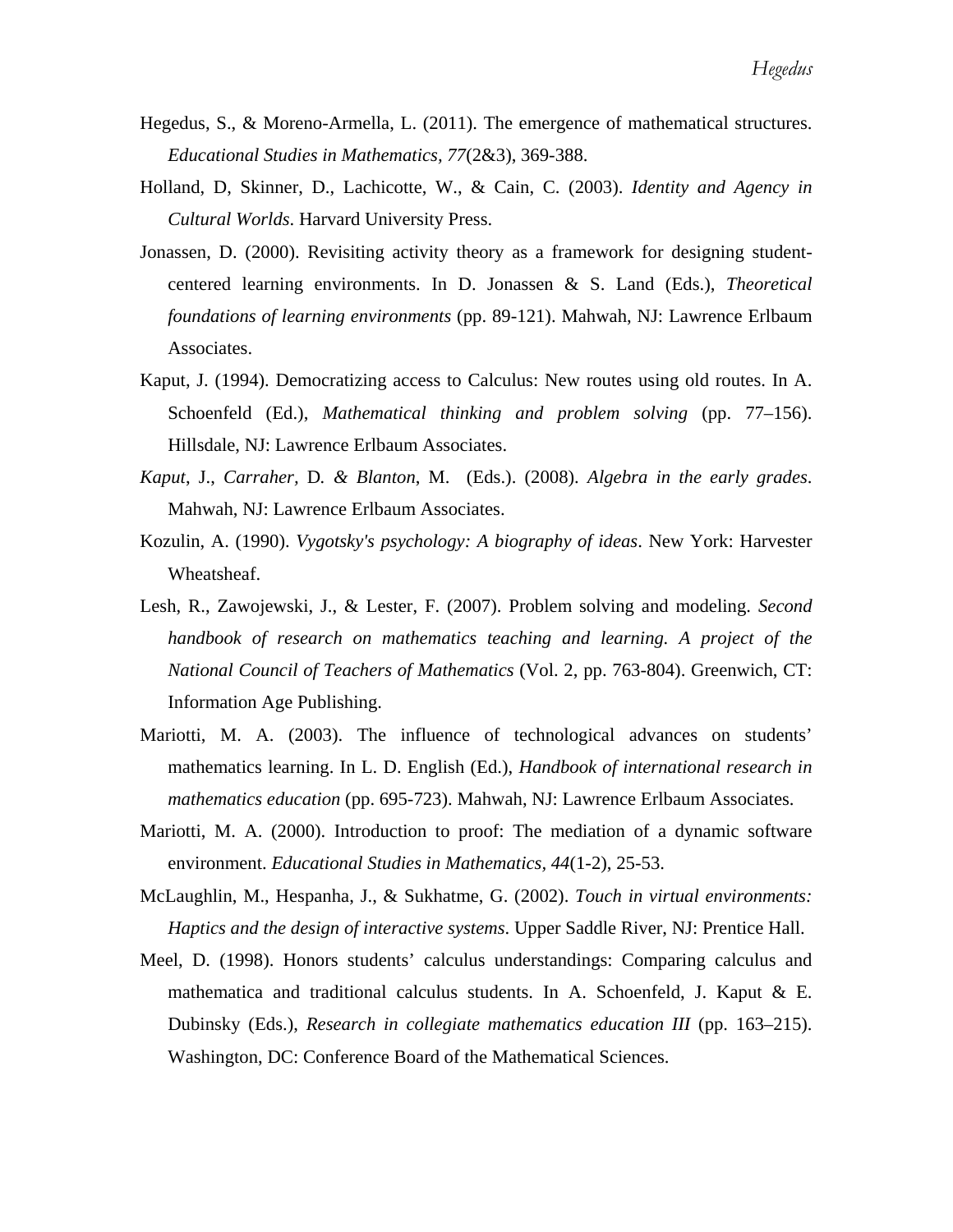Hegedus, S., & Moreno-Armella, L. (2011). The emergence of mathematical structures. *Educational Studies in Mathematics, 77*(2&3), 369-388.

Holland, D, Skinner, D., Lachicotte, W., & Cain, C. (2003). *Identity and Agency in Cultural Worlds*. Harvard University Press.

Jonassen, D. (2000). Revisiting activity theory as a framework for designing student-centered learning environments. In D. Jonassen & S. Land (Eds.), *Theoretical foundations of learning environments* (pp. 89-121). Mahwah, NJ: Lawrence Erlbaum Associates.

Kaput, J. (1994). Democratizing access to Calculus: New routes using old routes. In A. Schoenfeld (Ed.), *Mathematical thinking and problem solving* (pp. 77–156). Hillsdale, NJ: Lawrence Erlbaum Associates.

*Kaput*, J., *Carraher*, D. *& Blanton*, M. (Eds.). (2008). *Algebra in the early grades*. Mahwah, NJ: Lawrence Erlbaum Associates.

Kozulin, A. (1990). *Vygotsky's psychology: A biography of ideas*. New York: Harvester Wheatsheaf.

Lesh, R., Zawojewski, J., & Lester, F. (2007). Problem solving and modeling. *Second handbook of research on mathematics teaching and learning. A project of the National Council of Teachers of Mathematics* (Vol. 2, pp. 763-804). Greenwich, CT: Information Age Publishing.

Mariotti, M. A. (2003). The influence of technological advances on students' mathematics learning. In L. D. English (Ed.), *Handbook of international research in mathematics education* (pp. 695-723). Mahwah, NJ: Lawrence Erlbaum Associates.

Mariotti, M. A. (2000). Introduction to proof: The mediation of a dynamic software environment. *Educational Studies in Mathematics, 44*(1-2), 25-53.

McLaughlin, M., Hespanha, J., & Sukhatme, G. (2002). *Touch in virtual environments: Haptics and the design of interactive systems*. Upper Saddle River, NJ: Prentice Hall.

Meel, D. (1998). Honors students' calculus understandings: Comparing calculus and mathematica and traditional calculus students. In A. Schoenfeld, J. Kaput & E. Dubinsky (Eds.), *Research in collegiate mathematics education III* (pp. 163–215). Washington, DC: Conference Board of the Mathematical Sciences.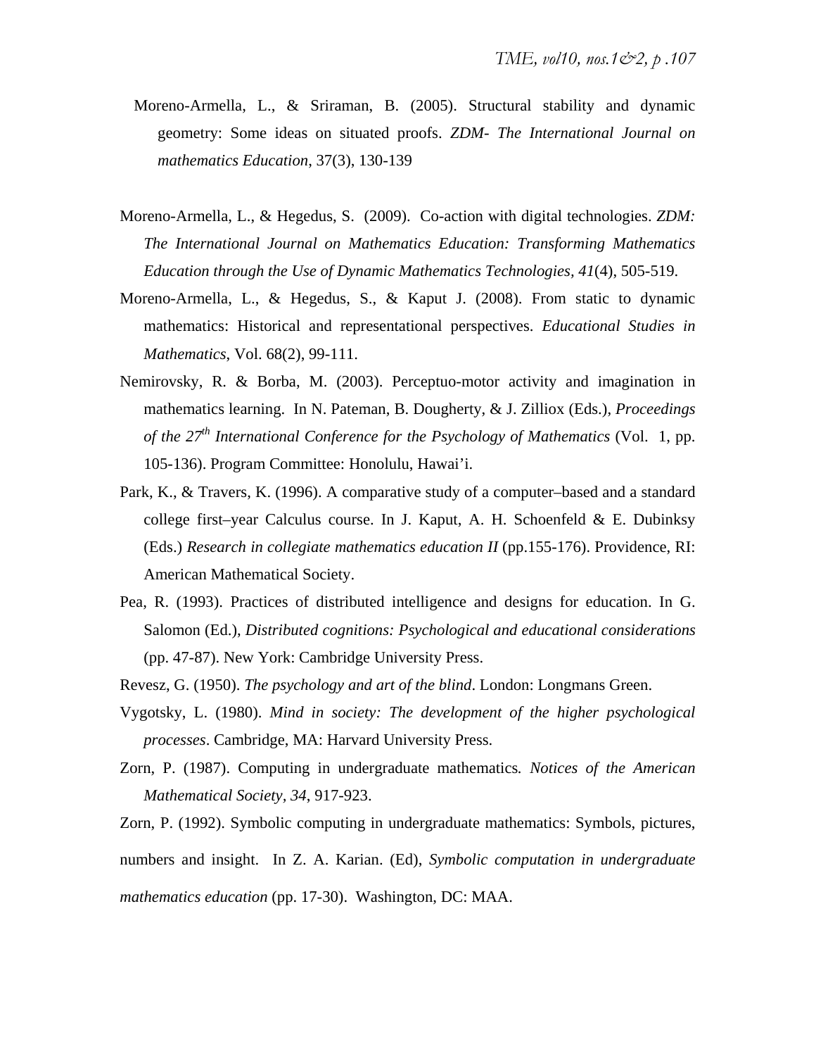Moreno-Armella, L., & Sriraman, B. (2005). Structural stability and dynamic geometry: Some ideas on situated proofs. *ZDM- The International Journal on mathematics Education*, 37(3), 130-139

Moreno-Armella, L., & Hegedus, S. (2009). Co-action with digital technologies. *ZDM: The International Journal on Mathematics Education: Transforming Mathematics Education through the Use of Dynamic Mathematics Technologies, 41*(4), 505-519.

Moreno-Armella, L., & Hegedus, S., & Kaput J. (2008). From static to dynamic mathematics: Historical and representational perspectives. *Educational Studies in Mathematics*, Vol. 68(2), 99-111.

Nemirovsky, R. & Borba, M. (2003). Perceptuo-motor activity and imagination in mathematics learning. In N. Pateman, B. Dougherty, & J. Zilliox (Eds.), *Proceedings of the 27th International Conference for the Psychology of Mathematics* (Vol. 1, pp. 105-136). Program Committee: Honolulu, Hawai'i.

Park, K., & Travers, K. (1996). A comparative study of a computer–based and a standard college first–year Calculus course. In J. Kaput, A. H. Schoenfeld & E. Dubinksy (Eds.) *Research in collegiate mathematics education II* (pp.155-176). Providence, RI: American Mathematical Society.

Pea, R. (1993). Practices of distributed intelligence and designs for education. In G. Salomon (Ed.), *Distributed cognitions: Psychological and educational considerations* (pp. 47-87). New York: Cambridge University Press.

Revesz, G. (1950). *The psychology and art of the blind*. London: Longmans Green.

Vygotsky, L. (1980). *Mind in society: The development of the higher psychological processes*. Cambridge, MA: Harvard University Press.

Zorn, P. (1987). Computing in undergraduate mathematics. *Notices of the American Mathematical Society, 34*, 917-923.

Zorn, P. (1992). Symbolic computing in undergraduate mathematics: Symbols, pictures, numbers and insight. In Z. A. Karian. (Ed), *Symbolic computation in undergraduate mathematics education* (pp. 17-30). Washington, DC: MAA.